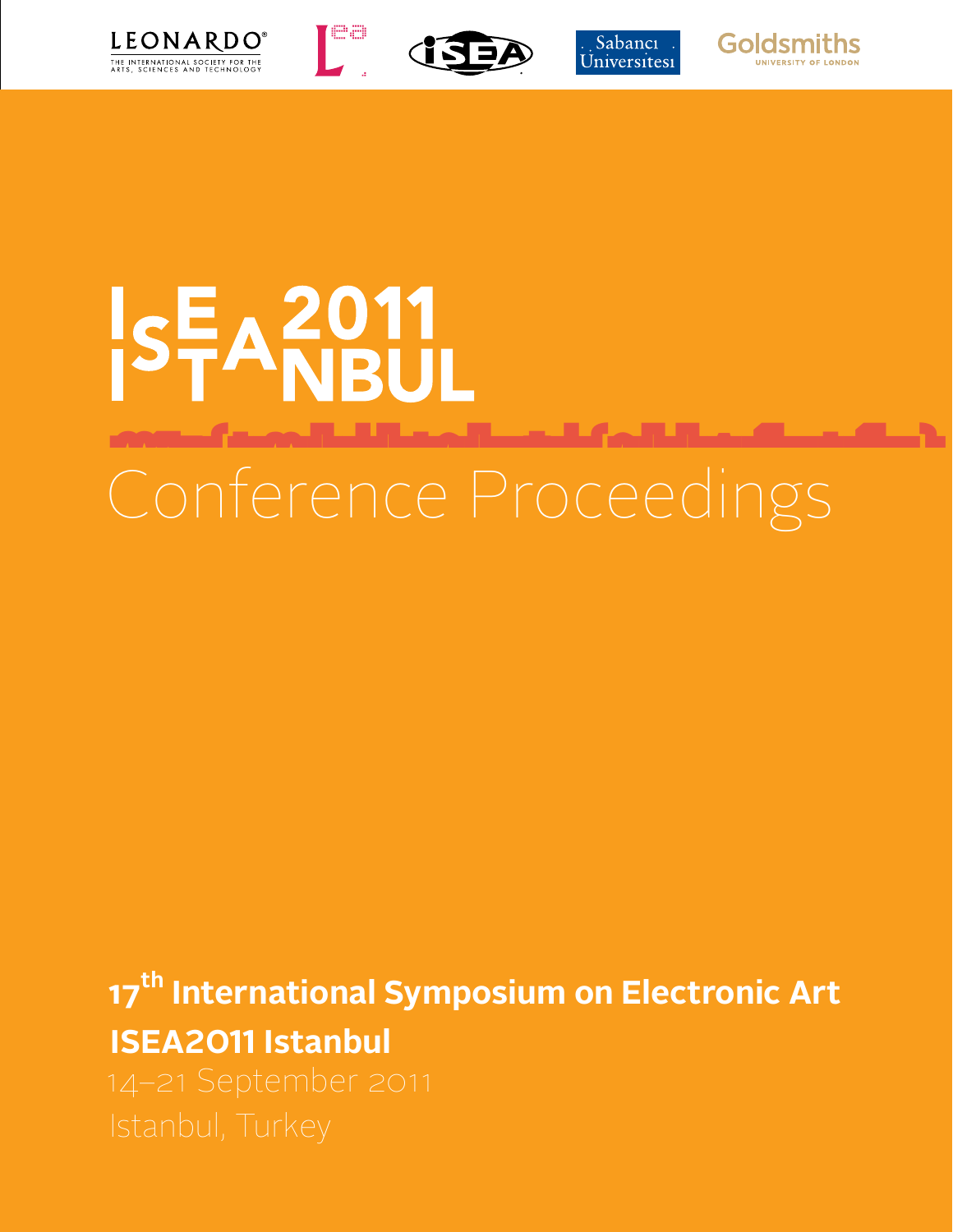LEONARDO® THE INTERNATIONAL SOCIETY FOR THE ARTS, SCIENCES AND TECHNOLOGY

Sabancı Üniversitesi

Goldsmiths UNIVERSITY OF LONDON

# ISEA2011 ISTANBUL

# Conference Proceedings

**17th International Symposium on Electronic Art**

**ISEA2011 Istanbul**

14–21 September 2011

Istanbul, Turkey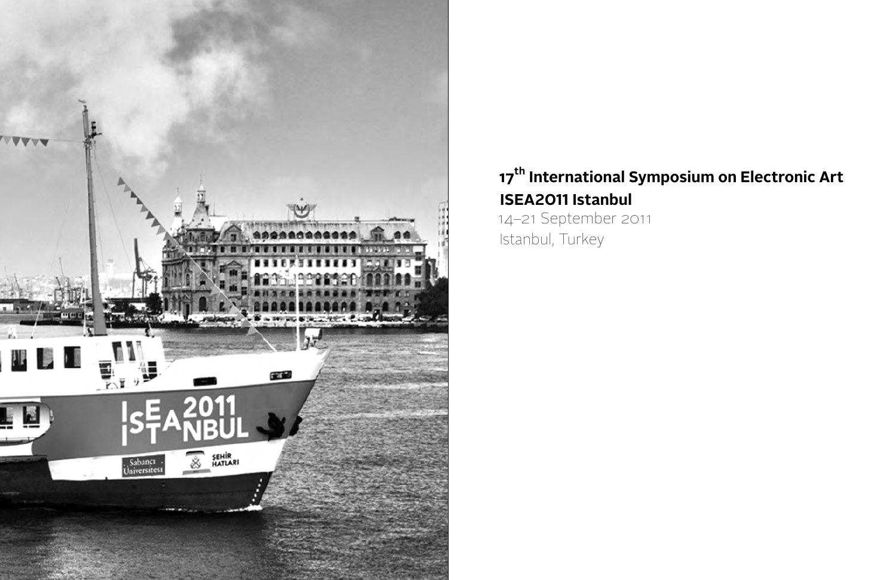**17th International Symposium on Electronic Art**

**ISEA2011 Istanbul**

14–21 September 2011

Istanbul, Turkey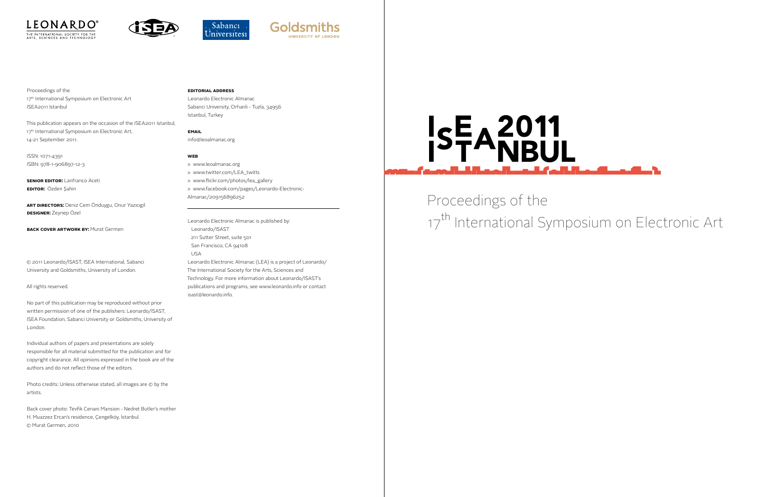LEONARDO®
THE INTERNATIONAL SOCIETY FOR THE ARTS, SCIENCES AND TECHNOLOGY

Sabancı Üniversitesi

Goldsmiths
UNIVERSITY OF LONDON

Proceedings of the
17th International Symposium on Electronic Art
ISEA2011 Istanbul

This publication appears on the occasion of the ISEA2011 Istanbul, 17th International Symposium on Electronic Art, 14-21 September 2011.

ISSN: 1071-4391
ISBN: 978-1-906897-12-3

**SENIOR EDITOR:** Lanfranco Aceti
**EDITOR:** Özden Şahin

**ART DIRECTORS:** Deniz Cem Önduygu, Onur Yazıcıgil
**DESIGNER:** Zeynep Özel

**BACK COVER ARTWORK BY:** Murat Germen

© 2011 Leonardo/ISAST, ISEA International, Sabanci University and Goldsmiths, University of London.

All rights reserved.

No part of this publication may be reproduced without prior written permission of one of the publishers: Leonardo/ISAST, ISEA Foundation, Sabanci University or Goldsmiths, University of London.

Individual authors of papers and presentations are solely responsible for all material submitted for the publication and for copyright clearance. All opinions expressed in the book are of the authors and do not reflect those of the editors.

Photo credits: Unless otherwise stated, all images are © by the artists.

Back cover photo: Tevfik Cenani Mansion - Nedret Butler's mother H. Muazzez Ercan's residence, Çengelköy, İstanbul.
© Murat Germen, 2010

**EDITORIAL ADDRESS**
Leonardo Electronic Almanac
Sabanci University, Orhanli - Tuzla, 34956
Istanbul, Turkey

**EMAIL**
info@leoalmanac.org

**WEB**
» www.leoalmanac.org
» www.twitter.com/LEA_twitts
» www.flickr.com/photos/lea_gallery
» www.facebook.com/pages/Leonardo-Electronic-Almanac/209156896252

Leonardo Electronic Almanac is published by:
Leonardo/ISAST
211 Sutter Street, suite 501
San Francisco, CA 94108
USA

Leonardo Electronic Almanac (LEA) is a project of Leonardo/The International Society for the Arts, Sciences and Technology. For more information about Leonardo/ISAST's publications and programs, see www.leonardo.info or contact isast@leonardo.info.

# ISEA2011 ISTANBUL

## Proceedings of the 17th International Symposium on Electronic Art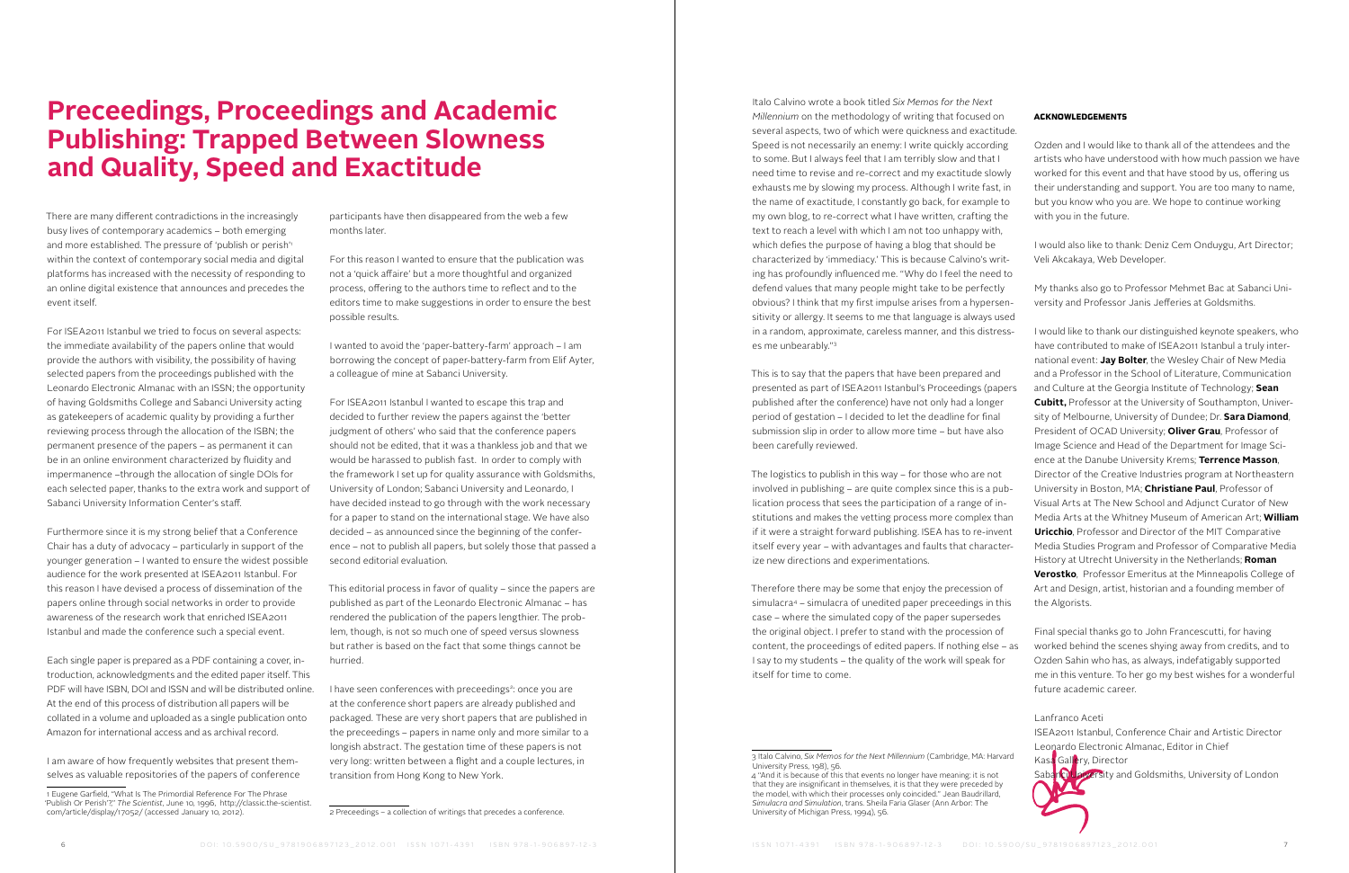# Preceedings, Proceedings and Academic Publishing: Trapped Between Slowness and Quality, Speed and Exactitude

There are many different contradictions in the increasingly busy lives of contemporary academics – both emerging and more established. The pressure of 'publish or perish'[1] within the context of contemporary social media and digital platforms has increased with the necessity of responding to an online digital existence that announces and precedes the event itself.

For ISEA2011 Istanbul we tried to focus on several aspects: the immediate availability of the papers online that would provide the authors with visibility, the possibility of having selected papers from the proceedings published with the Leonardo Electronic Almanac with an ISSN; the opportunity of having Goldsmiths College and Sabanci University acting as gatekeepers of academic quality by providing a further reviewing process through the allocation of the ISBN; the permanent presence of the papers – as permanent it can be in an online environment characterized by fluidity and impermanence –through the allocation of single DOIs for each selected paper, thanks to the extra work and support of Sabanci University Information Center's staff.

Furthermore since it is my strong belief that a Conference Chair has a duty of advocacy – particularly in support of the younger generation – I wanted to ensure the widest possible audience for the work presented at ISEA2011 Istanbul. For this reason I have devised a process of dissemination of the papers online through social networks in order to provide awareness of the research work that enriched ISEA2011 Istanbul and made the conference such a special event.

Each single paper is prepared as a PDF containing a cover, introduction, acknowledgments and the edited paper itself. This PDF will have ISBN, DOI and ISSN and will be distributed online. At the end of this process of distribution all papers will be collated in a volume and uploaded as a single publication onto Amazon for international access and as archival record.

I am aware of how frequently websites that present themselves as valuable repositories of the papers of conference participants have then disappeared from the web a few months later.

For this reason I wanted to ensure that the publication was not a 'quick affaire' but a more thoughtful and organized process, offering to the authors time to reflect and to the editors time to make suggestions in order to ensure the best possible results.

I wanted to avoid the 'paper-battery-farm' approach – I am borrowing the concept of paper-battery-farm from Elif Ayter, a colleague of mine at Sabanci University.

For ISEA2011 Istanbul I wanted to escape this trap and decided to further review the papers against the 'better judgment of others' who said that the conference papers should not be edited, that it was a thankless job and that we would be harassed to publish fast. In order to comply with the framework I set up for quality assurance with Goldsmiths, University of London; Sabanci University and Leonardo, I have decided instead to go through with the work necessary for a paper to stand on the international stage. We have also decided – as announced since the beginning of the conference – not to publish all papers, but solely those that passed a second editorial evaluation.

This editorial process in favor of quality – since the papers are published as part of the Leonardo Electronic Almanac – has rendered the publication of the papers lengthier. The problem, though, is not so much one of speed versus slowness but rather is based on the fact that some things cannot be hurried.

I have seen conferences with preceedings[2]: once you are at the conference short papers are already published and packaged. These are very short papers that are published in the preceedings – papers in name only and more similar to a longish abstract. The gestation time of these papers is not very long: written between a flight and a couple lectures, in transition from Hong Kong to New York.

Italo Calvino wrote a book titled *Six Memos for the Next Millennium* on the methodology of writing that focused on several aspects, two of which were quickness and exactitude. Speed is not necessarily an enemy: I write quickly according to some. But I always feel that I am terribly slow and that I need time to revise and re-correct and my exactitude slowly exhausts me by slowing my process. Although I write fast, in the name of exactitude, I constantly go back, for example to my own blog, to re-correct what I have written, crafting the text to reach a level with which I am not too unhappy with, which defies the purpose of having a blog that should be characterized by 'immediacy.' This is because Calvino's writing has profoundly influenced me. "Why do I feel the need to defend values that many people might take to be perfectly obvious? I think that my first impulse arises from a hypersensitivity or allergy. It seems to me that language is always used in a random, approximate, careless manner, and this distresses me unbearably."[3]

This is to say that the papers that have been prepared and presented as part of ISEA2011 Istanbul's Proceedings (papers published after the conference) have not only had a longer period of gestation – I decided to let the deadline for final submission slip in order to allow more time – but have also been carefully reviewed.

The logistics to publish in this way – for those who are not involved in publishing – are quite complex since this is a publication process that sees the participation of a range of institutions and makes the vetting process more complex than if it were a straight forward publishing. ISEA has to re-invent itself every year – with advantages and faults that characterize new directions and experimentations.

Therefore there may be some that enjoy the precession of simulacra[4] – simulacra of unedited paper preceedings in this case – where the simulated copy of the paper supersedes the original object. I prefer to stand with the procession of content, the proceedings of edited papers. If nothing else – as I say to my students – the quality of the work will speak for itself for time to come.

### ACKNOWLEDGEMENTS

Ozden and I would like to thank all of the attendees and the artists who have understood with how much passion we have worked for this event and that have stood by us, offering us their understanding and support. You are too many to name, but you know who you are. We hope to continue working with you in the future.

I would also like to thank: Deniz Cem Onduygu, Art Director; Veli Akcakaya, Web Developer.

My thanks also go to Professor Mehmet Bac at Sabanci University and Professor Janis Jefferies at Goldsmiths.

I would like to thank our distinguished keynote speakers, who have contributed to make of ISEA2011 Istanbul a truly international event: **Jay Bolter**, the Wesley Chair of New Media and a Professor in the School of Literature, Communication and Culture at the Georgia Institute of Technology; **Sean Cubitt,** Professor at the University of Southampton, University of Melbourne, University of Dundee; Dr. **Sara Diamond**, President of OCAD University; **Oliver Grau**, Professor of Image Science and Head of the Department for Image Science at the Danube University Krems; **Terrence Masson**, Director of the Creative Industries program at Northeastern University in Boston, MA; **Christiane Paul**, Professor of Visual Arts at The New School and Adjunct Curator of New Media Arts at the Whitney Museum of American Art; **William Uricchio**, Professor and Director of the MIT Comparative Media Studies Program and Professor of Comparative Media History at Utrecht University in the Netherlands; **Roman Verostko**, Professor Emeritus at the Minneapolis College of Art and Design, artist, historian and a founding member of the Algorists.

Final special thanks go to John Francescutti, for having worked behind the scenes shying away from credits, and to Ozden Sahin who has, as always, indefatigably supported me in this venture. To her go my best wishes for a wonderful future academic career.

Lanfranco Aceti
ISEA2011 Istanbul, Conference Chair and Artistic Director
Leonardo Electronic Almanac, Editor in Chief
Kasa Gallery, Director
Sabanci University and Goldsmiths, University of London

---

1 Eugene Garfield, "What Is The Primordial Reference For The Phrase 'Publish Or Perish'?," *The Scientist*, June 10, 1996, http://classic.the-scientist.com/article/display/17052/ (accessed January 10, 2012).

2 Preceedings – a collection of writings that precedes a conference.

3 Italo Calvino, *Six Memos for the Next Millennium* (Cambridge, MA: Harvard University Press, 198), 56.

4 "And it is because of this that events no longer have meaning: it is not that they are insignificant in themselves, it is that they were preceded by the model, with which their processes only coincided." Jean Baudrillard, *Simulacra and Simulation*, trans. Sheila Faria Glaser (Ann Arbor: The University of Michigan Press, 1994), 56.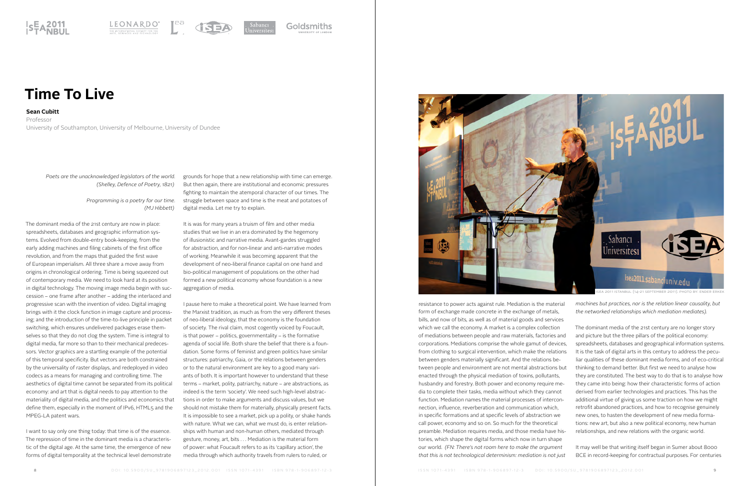# Time To Live

**Sean Cubitt**
Professor
University of Southampton, University of Melbourne, University of Dundee

*Poets are the unacknowledged legislators of the world.*
*(Shelley, Defence of Poetry, 1821)*

*Programming is a poetry for our time.*
*(MJ Hibbett)*

The dominant media of the 21st century are now in place: spreadsheets, databases and geographic information systems. Evolved from double-entry book-keeping, from the early adding machines and filing cabinets of the first office revolution, and from the maps that guided the first wave of European imperialism. All three share a move away from origins in chronological ordering. Time is being squeezed out of contemporary media. We need to look hard at its position in digital technology. The moving image media begin with succession – one frame after another – adding the interlaced and progressive scan with the invention of video. Digital imaging brings with it the clock function in image capture and processing; and the introduction of the time-to-live principle in packet switching, which ensures undelivered packages erase themselves so that they do not clog the system. Time is integral to digital media, far more so than to their mechanical predecessors. Vector graphics are a startling example of the potential of this temporal specificity. But vectors are both constrained by the universality of raster displays, and redeployed in video codecs as a means for managing and controlling time. The aesthetics of digital time cannot be separated from its political economy: and art that is digital needs to pay attention to the materiality of digital media, and the politics and economics that define them, especially in the moment of IPv6, HTML5 and the MPEG-LA patent wars.

I want to say only one thing today: that time is of the essence. The repression of time in the dominant media is a characteristic of the digital age. At the same time, the emergence of new forms of digital temporality at the technical level demonstrate grounds for hope that a new relationship with time can emerge. But then again, there are institutional and economic pressures fighting to maintain the atemporal character of our times. The struggle between space and time is the meat and potatoes of digital media. Let me try to explain.

It is was for many years a truism of film and other media studies that we live in an era dominated by the hegemony of illusionistic and narrative media. Avant-gardes struggled for abstraction, and for non-linear and anti-narrative modes of working. Meanwhile it was becoming apparent that the development of neo-liberal finance capital on one hand and bio-political management of populations on the other had formed a new political economy whose foundation is a new aggregation of media.

I pause here to make a theoretical point. We have learned from the Marxist tradition, as much as from the very different theses of neo-liberal ideology, that the economy is the foundation of society. The rival claim, most cogently voiced by Foucault, is that power – politics, governmentality – is the formative agenda of social life. Both share the belief that there is a foundation. Some forms of feminist and green politics have similar structures: patriarchy, Gaia, or the relations between genders or to the natural environment are key to a good many variants of both. It is important however to understand that these terms – market, polity, patriarchy, nature – are abstractions, as indeed is the term 'society'. We need such high-level abstractions in order to make arguments and discuss values, but we should not mistake them for materially, physically present facts. It is impossible to see a market, pick up a polity, or shake hands with nature. What we can, what we must do, is enter relationships with human and non-human others, mediated through gesture, money, art, bits . . . Mediation is the material form of power: what Foucault refers to as its 'capillary action', the media through which authority travels from rulers to ruled, or resistance to power acts against rule. Mediation is the material form of exchange made concrete in the exchange of metals, bills, and now of bits, as well as of material goods and services which we call the economy. A market is a complex collection of mediations between people and raw materials, factories and corporations. Mediations comprise the whole gamut of devices, from clothing to surgical intervention, which make the relations between genders materially significant. And the relations between people and environment are not mental abstractions but enacted through the physical mediation of toxins, pollutants, husbandry and forestry. Both power and economy require media to complete their tasks, media without which they cannot function. Mediation names the material processes of interconnection, influence, reverberation and communication which, in specific formations and at specific levels of abstraction we call power, economy and so on. So much for the theoretical preamble. Mediation requires media, and those media have histories, which shape the digital forms which now in turn shape our world. *(FN: There's not room here to make the argument that this is not technological determinism: mediation is not just machines but practices, nor is the relation linear causality, but the networked relationships which mediation mediates).*

ISEA 2011 Istanbul (14-21 September 2011). Photo by: Ender Erkek

The dominant media of the 21st century are no longer story and picture but the three pillars of the political economy: spreadsheets, databases and geographical information systems. It is the task of digital arts in this century to address the peculiar qualities of these dominant media forms, and of eco-critical thinking to demand better. But first we need to analyse how they are constituted. The best way to do that is to analyse how they came into being: how their characteristic forms of action derived from earlier technologies and practices. This has the additional virtue of giving us some traction on how we might retrofit abandoned practices, and how to recognise genuinely new ones, to hasten the development of new media formations: new art, but also a new political economy, new human relationships, and new relations with the organic world.

It may well be that writing itself began in Sumer about 8000 BCE in record-keeping for contractual purposes. For centuries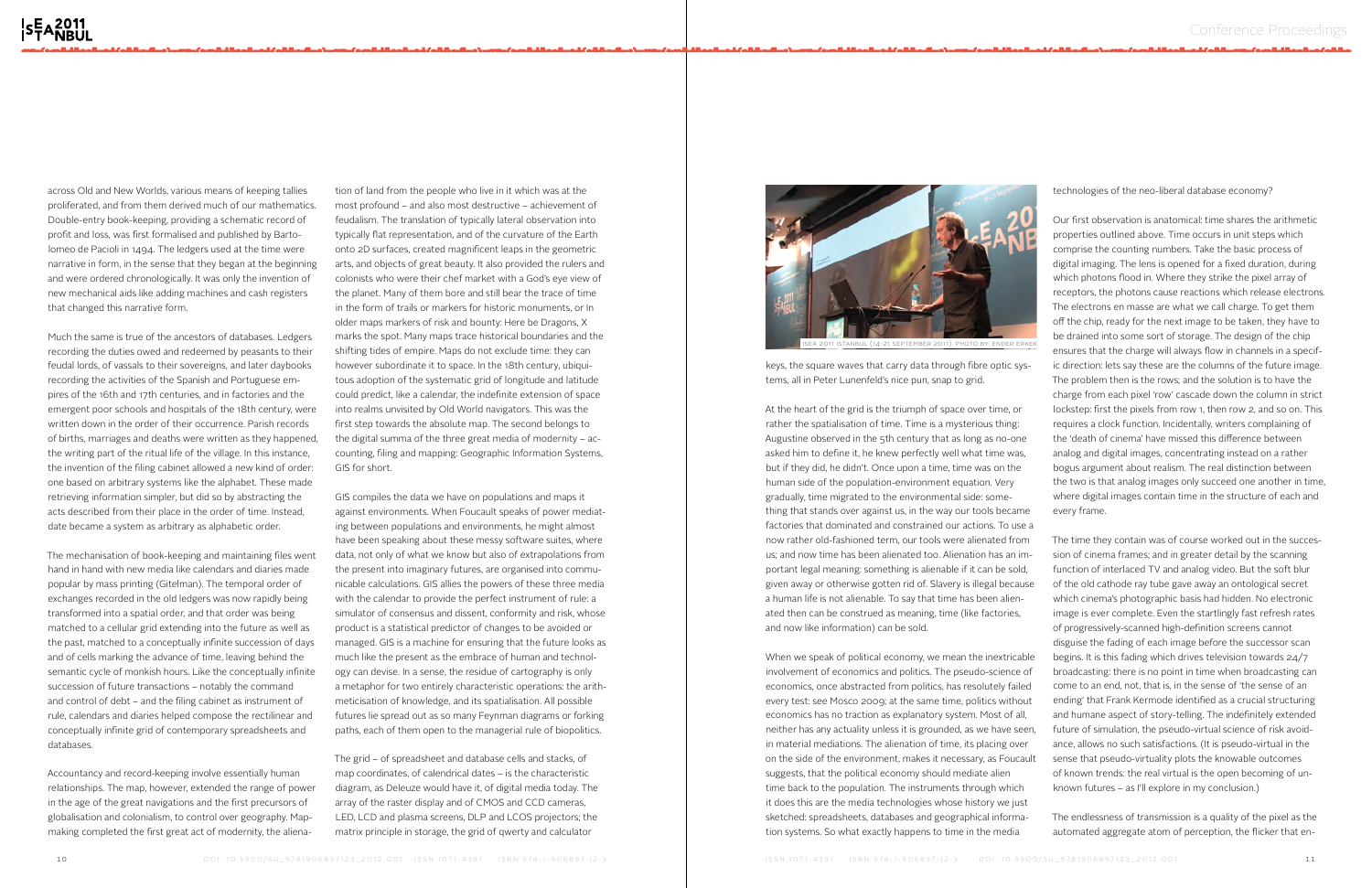across Old and New Worlds, various means of keeping tallies proliferated, and from them derived much of our mathematics. Double-entry book-keeping, providing a schematic record of profit and loss, was first formalised and published by Bartolomeo de Pacioli in 1494. The ledgers used at the time were narrative in form, in the sense that they began at the beginning and were ordered chronologically. It was only the invention of new mechanical aids like adding machines and cash registers that changed this narrative form.

Much the same is true of the ancestors of databases. Ledgers recording the duties owed and redeemed by peasants to their feudal lords, of vassals to their sovereigns, and later daybooks recording the activities of the Spanish and Portuguese empires of the 16th and 17th centuries, and in factories and the emergent poor schools and hospitals of the 18th century, were written down in the order of their occurrence. Parish records of births, marriages and deaths were written as they happened, the writing part of the ritual life of the village. In this instance, the invention of the filing cabinet allowed a new kind of order: one based on arbitrary systems like the alphabet. These made retrieving information simpler, but did so by abstracting the acts described from their place in the order of time. Instead, date became a system as arbitrary as alphabetic order.

The mechanisation of book-keeping and maintaining files went hand in hand with new media like calendars and diaries made popular by mass printing (Gitelman). The temporal order of exchanges recorded in the old ledgers was now rapidly being transformed into a spatial order, and that order was being matched to a cellular grid extending into the future as well as the past, matched to a conceptually infinite succession of days and of cells marking the advance of time, leaving behind the semantic cycle of monkish hours. Like the conceptually infinite succession of future transactions – notably the command and control of debt – and the filing cabinet as instrument of rule, calendars and diaries helped compose the rectilinear and conceptually infinite grid of contemporary spreadsheets and databases.

Accountancy and record-keeping involve essentially human relationships. The map, however, extended the range of power in the age of the great navigations and the first precursors of globalisation and colonialism, to control over geography. Map-making completed the first great act of modernity, the alienation of land from the people who live in it which was at the most profound – and also most destructive – achievement of feudalism. The translation of typically lateral observation into typically flat representation, and of the curvature of the Earth onto 2D surfaces, created magnificent leaps in the geometric arts, and objects of great beauty. It also provided the rulers and colonists who were their chef market with a God's eye view of the planet. Many of them bore and still bear the trace of time in the form of trails or markers for historic monuments, or In older maps markers of risk and bounty: Here be Dragons, X marks the spot. Many maps trace historical boundaries and the shifting tides of empire. Maps do not exclude time: they can however subordinate it to space. In the 18th century, ubiquitous adoption of the systematic grid of longitude and latitude could predict, like a calendar, the indefinite extension of space into realms unvisited by Old World navigators. This was the first step towards the absolute map. The second belongs to the digital summa of the three great media of modernity – accounting, filing and mapping: Geographic Information Systems, GIS for short.

GIS compiles the data we have on populations and maps it against environments. When Foucault speaks of power mediating between populations and environments, he might almost have been speaking about these messy software suites, where data, not only of what we know but also of extrapolations from the present into imaginary futures, are organised into communicable calculations. GIS allies the powers of these three media with the calendar to provide the perfect instrument of rule: a simulator of consensus and dissent, conformity and risk, whose product is a statistical predictor of changes to be avoided or managed. GIS is a machine for ensuring that the future looks as much like the present as the embrace of human and technology can devise. In a sense, the residue of cartography is only a metaphor for two entirely characteristic operations: the arithmeticisation of knowledge, and its spatialisation. All possible futures lie spread out as so many Feynman diagrams or forking paths, each of them open to the managerial rule of biopolitics.

The grid – of spreadsheet and database cells and stacks, of map coordinates, of calendrical dates – is the characteristic diagram, as Deleuze would have it, of digital media today. The array of the raster display and of CMOS and CCD cameras, LED, LCD and plasma screens, DLP and LCOS projectors; the matrix principle in storage, the grid of qwerty and calculator keys, the square waves that carry data through fibre optic systems, all in Peter Lunenfeld's nice pun, snap to grid.

ISEA 2011 ISTANBUL (14-21 SEPTEMBER 2011). PHOTO BY: ENDER ERKEK

At the heart of the grid is the triumph of space over time, or rather the spatialisation of time. Time is a mysterious thing: Augustine observed in the 5th century that as long as no-one asked him to define it, he knew perfectly well what time was, but if they did, he didn't. Once upon a time, time was on the human side of the population-environment equation. Very gradually, time migrated to the environmental side: something that stands over against us, in the way our tools became factories that dominated and constrained our actions. To use a now rather old-fashioned term, our tools were alienated from us; and now time has been alienated too. Alienation has an important legal meaning: something is alienable if it can be sold, given away or otherwise gotten rid of. Slavery is illegal because a human life is not alienable. To say that time has been alienated then can be construed as meaning, time (like factories, and now like information) can be sold.

When we speak of political economy, we mean the inextricable involvement of economics and politics. The pseudo-science of economics, once abstracted from politics, has resolutely failed every test: see Mosco 2009; at the same time, politics without economics has no traction as explanatory system. Most of all, neither has any actuality unless it is grounded, as we have seen, in material mediations. The alienation of time, its placing over on the side of the environment, makes it necessary, as Foucault suggests, that the political economy should mediate alien time back to the population. The instruments through which it does this are the media technologies whose history we just sketched: spreadsheets, databases and geographical information systems. So what exactly happens to time in the media technologies of the neo-liberal database economy?

Our first observation is anatomical: time shares the arithmetic properties outlined above. Time occurs in unit steps which comprise the counting numbers. Take the basic process of digital imaging. The lens is opened for a fixed duration, during which photons flood in. Where they strike the pixel array of receptors, the photons cause reactions which release electrons. The electrons en masse are what we call charge. To get them off the chip, ready for the next image to be taken, they have to be drained into some sort of storage. The design of the chip ensures that the charge will always flow in channels in a specific direction: lets say these are the columns of the future image. The problem then is the rows; and the solution is to have the charge from each pixel 'row' cascade down the column in strict lockstep: first the pixels from row 1, then row 2, and so on. This requires a clock function. Incidentally, writers complaining of the 'death of cinema' have missed this difference between analog and digital images, concentrating instead on a rather bogus argument about realism. The real distinction between the two is that analog images only succeed one another in time, where digital images contain time in the structure of each and every frame.

The time they contain was of course worked out in the succession of cinema frames; and in greater detail by the scanning function of interlaced TV and analog video. But the soft blur of the old cathode ray tube gave away an ontological secret which cinema's photographic basis had hidden. No electronic image is ever complete. Even the startlingly fast refresh rates of progressively-scanned high-definition screens cannot disguise the fading of each image before the successor scan begins. It is this fading which drives television towards 24/7 broadcasting: there is no point in time when broadcasting can come to an end, not, that is, in the sense of 'the sense of an ending' that Frank Kermode identified as a crucial structuring and humane aspect of story-telling. The indefinitely extended future of simulation, the pseudo-virtual science of risk avoidance, allows no such satisfactions. (It is pseudo-virtual in the sense that pseudo-virtuality plots the knowable outcomes of known trends: the real virtual is the open becoming of unknown futures – as I'll explore in my conclusion.)

The endlessness of transmission is a quality of the pixel as the automated aggregate atom of perception, the flicker that en-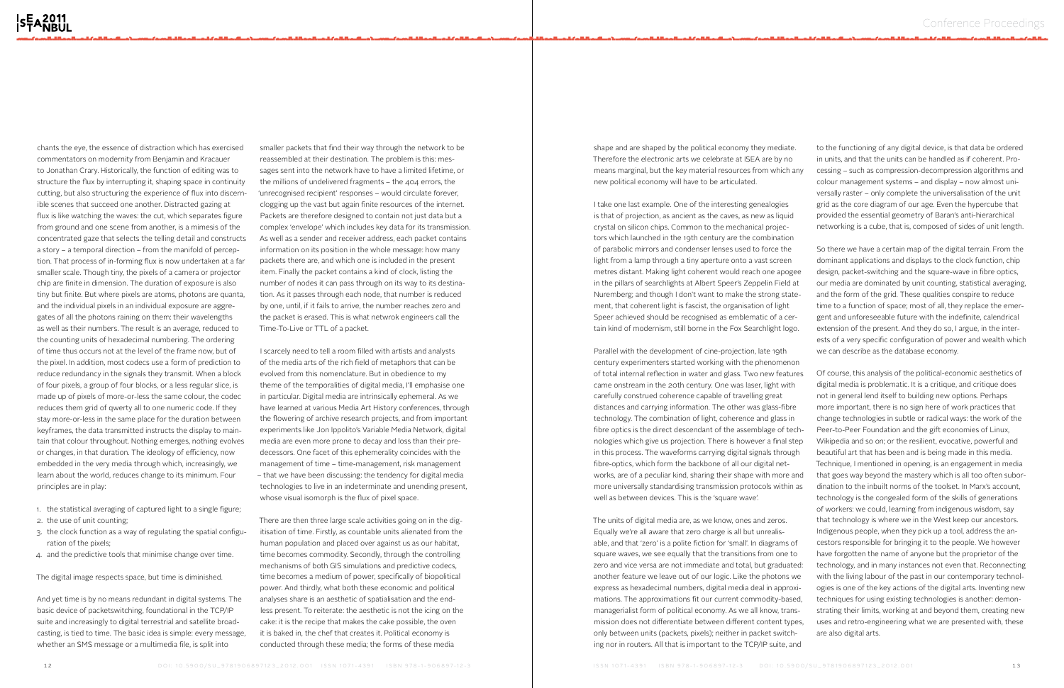chants the eye, the essence of distraction which has exercised commentators on modernity from Benjamin and Kracauer to Jonathan Crary. Historically, the function of editing was to structure the flux by interrupting it, shaping space in continuity cutting, but also structuring the experience of flux into discernible scenes that succeed one another. Distracted gazing at flux is like watching the waves: the cut, which separates figure from ground and one scene from another, is a mimesis of the concentrated gaze that selects the telling detail and constructs a story – a temporal direction – from the manifold of perception. That process of in-forming flux is now undertaken at a far smaller scale. Though tiny, the pixels of a camera or projector chip are finite in dimension. The duration of exposure is also tiny but finite. But where pixels are atoms, photons are quanta, and the individual pixels in an individual exposure are aggregates of all the photons raining on them: their wavelengths as well as their numbers. The result is an average, reduced to the counting units of hexadecimal numbering. The ordering of time thus occurs not at the level of the frame now, but of the pixel. In addition, most codecs use a form of prediction to reduce redundancy in the signals they transmit. When a block of four pixels, a group of four blocks, or a less regular slice, is made up of pixels of more-or-less the same colour, the codec reduces them grid of qwerty all to one numeric code. If they stay more-or-less in the same place for the duration between keyframes, the data transmitted instructs the display to maintain that colour throughout. Nothing emerges, nothing evolves or changes, in that duration. The ideology of efficiency, now embedded in the very media through which, increasingly, we learn about the world, reduces change to its minimum. Four principles are in play:

1. the statistical averaging of captured light to a single figure;
2. the use of unit counting;
3. the clock function as a way of regulating the spatial configuration of the pixels;
4. and the predictive tools that minimise change over time.

The digital image respects space, but time is diminished.

And yet time is by no means redundant in digital systems. The basic device of packetswitching, foundational in the TCP/IP suite and increasingly to digital terrestrial and satellite broadcasting, is tied to time. The basic idea is simple: every message, whether an SMS message or a multimedia file, is split into smaller packets that find their way through the network to be reassembled at their destination. The problem is this: messages sent into the network have to have a limited lifetime, or the millions of undelivered fragments – the 404 errors, the 'unrecognised recipient' responses – would circulate forever, clogging up the vast but again finite resources of the internet. Packets are therefore designed to contain not just data but a complex 'envelope' which includes key data for its transmission. As well as a sender and receiver address, each packet contains information on its position in the whole message: how many packets there are, and which one is included in the present item. Finally the packet contains a kind of clock, listing the number of nodes it can pass through on its way to its destination. As it passes through each node, that number is reduced by one, until, if it fails to arrive, the number reaches zero and the packet is erased. This is what netwrok engineers call the Time-To-Live or TTL of a packet.

I scarcely need to tell a room filled with artists and analysts of the media arts of the rich field of metaphors that can be evolved from this nomenclature. But in obedience to my theme of the temporalities of digital media, I'll emphasise one in particular. Digital media are intrinsically ephemeral. As we have learned at various Media Art History conferences, through the flowering of archive research projects, and from important experiments like Jon Ippolito's Variable Media Network, digital media are even more prone to decay and loss than their predecessors. One facet of this ephemerality coincides with the management of time – time-management, risk management – that we have been discussing: the tendency for digital media technologies to live in an indeterminate and unending present, whose visual isomorph is the flux of pixel space.

There are then three large scale activities going on in the digitisation of time. Firstly, as countable units alienated from the human population and placed over against us as our habitat, time becomes commodity. Secondly, through the controlling mechanisms of both GIS simulations and predictive codecs, time becomes a medium of power, specifically of biopolitical power. And thirdly, what both these economic and political analyses share is an aesthetic of spatialisation and the endless present. To reiterate: the aesthetic is not the icing on the cake: it is the recipe that makes the cake possible, the oven it is baked in, the chef that creates it. Political economy is conducted through these media; the forms of these media shape and are shaped by the political economy they mediate. Therefore the electronic arts we celebrate at ISEA are by no means marginal, but the key material resources from which any new political economy will have to be articulated.

I take one last example. One of the interesting genealogies is that of projection, as ancient as the caves, as new as liquid crystal on silicon chips. Common to the mechanical projectors which launched in the 19th century are the combination of parabolic mirrors and condenser lenses used to force the light from a lamp through a tiny aperture onto a vast screen metres distant. Making light coherent would reach one apogee in the pillars of searchlights at Albert Speer's Zeppelin Field at Nuremberg; and though I don't want to make the strong statement, that coherent light is fascist, the organisation of light Speer achieved should be recognised as emblematic of a certain kind of modernism, still borne in the Fox Searchlight logo.

Parallel with the development of cine-projection, late 19th century experimenters started working with the phenomenon of total internal reflection in water and glass. Two new features came onstream in the 20th century. One was laser, light with carefully construed coherence capable of travelling great distances and carrying information. The other was glass-fibre technology. The combination of light, coherence and glass in fibre optics is the direct descendant of the assemblage of technologies which give us projection. There is however a final step in this process. The waveforms carrying digital signals through fibre-optics, which form the backbone of all our digital networks, are of a peculiar kind, sharing their shape with more and more universally standardising transmission protocols within as well as between devices. This is the 'square wave'.

The units of digital media are, as we know, ones and zeros. Equally we're all aware that zero charge is all but unrealisable, and that 'zero' is a polite fiction for 'small'. In diagrams of square waves, we see equally that the transitions from one to zero and vice versa are not immediate and total, but graduated: another feature we leave out of our logic. Like the photons we express as hexadecimal numbers, digital media deal in approximations. The approximations fit our current commodity-based, managerialist form of political economy. As we all know, transmission does not differentiate between different content types, only between units (packets, pixels); neither in packet switching nor in routers. All that is important to the TCP/IP suite, and to the functioning of any digital device, is that data be ordered in units, and that the units can be handled as if coherent. Processing – such as compression-decompression algorithms and colour management systems – and display – now almost universally raster – only complete the universalisation of the unit grid as the core diagram of our age. Even the hypercube that provided the essential geometry of Baran's anti-hierarchical networking is a cube, that is, composed of sides of unit length.

So there we have a certain map of the digital terrain. From the dominant applications and displays to the clock function, chip design, packet-switching and the square-wave in fibre optics, our media are dominated by unit counting, statistical averaging, and the form of the grid. These qualities conspire to reduce time to a function of space; most of all, they replace the emergent and unforeseeable future with the indefinite, calendrical extension of the present. And they do so, I argue, in the interests of a very specific configuration of power and wealth which we can describe as the database economy.

Of course, this analysis of the political-economic aesthetics of digital media is problematic. It is a critique, and critique does not in general lend itself to building new options. Perhaps more important, there is no sign here of work practices that change technologies in subtle or radical ways: the work of the Peer-to-Peer Foundation and the gift economies of Linux, Wikipedia and so on; or the resilient, evocative, powerful and beautiful art that has been and is being made in this media. Technique, I mentioned in opening, is an engagement in media that goes way beyond the mastery which is all too often subordination to the inbuilt norms of the toolset. In Marx's account, technology is the congealed form of the skills of generations of workers: we could, learning from indigenous wisdom, say that technology is where we in the West keep our ancestors. Indigenous people, when they pick up a tool, address the ancestors responsible for bringing it to the people. We however have forgotten the name of anyone but the proprietor of the technology, and in many instances not even that. Reconnecting with the living labour of the past in our contemporary technologies is one of the key actions of the digital arts. Inventing new techniques for using existing technologies is another: demonstrating their limits, working at and beyond them, creating new uses and retro-engineering what we are presented with, these are also digital arts.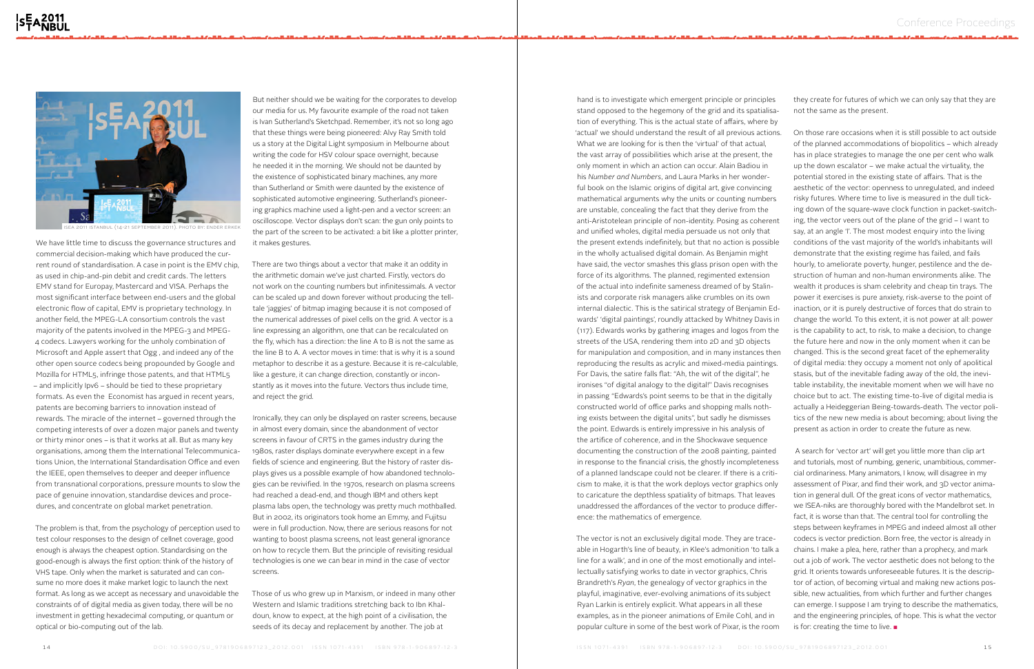ISEA 2011 ISTANBUL (14-21 SEPTEMBER 2011). PHOTO BY: ENDER ERKEK

We have little time to discuss the governance structures and commercial decision-making which have produced the current round of standardisation. A case in point is the EMV chip, as used in chip-and-pin debit and credit cards. The letters EMV stand for Europay, Mastercard and VISA. Perhaps the most significant interface between end-users and the global electronic flow of capital, EMV is proprietary technology. In another field, the MPEG-LA consortium controls the vast majority of the patents involved in the MPEG-3 and MPEG-4 codecs. Lawyers working for the unholy combination of Microsoft and Apple assert that Ogg , and indeed any of the other open source codecs being propounded by Google and Mozilla for HTML5, infringe those patents, and that HTML5 – and implicitly Ipv6 – should be tied to these proprietary formats. As even the Economist has argued in recent years, patents are becoming barriers to innovation instead of rewards. The miracle of the internet – governed through the competing interests of over a dozen major panels and twenty or thirty minor ones – is that it works at all. But as many key organisations, among them the International Telecommunications Union, the International Standardisation Office and even the IEEE, open themselves to deeper and deeper influence from transnational corporations, pressure mounts to slow the pace of genuine innovation, standardise devices and procedures, and concentrate on global market penetration.

The problem is that, from the psychology of perception used to test colour responses to the design of cellnet coverage, good enough is always the cheapest option. Standardising on the good-enough is always the first option: think of the history of VHS tape. Only when the market is saturated and can consume no more does it make market logic to launch the next format. As long as we accept as necessary and unavoidable the constraints of of digital media as given today, there will be no investment in getting hexadecimal computing, or quantum or optical or bio-computing out of the lab.

But neither should we be waiting for the corporates to develop our media for us. My favourite example of the road not taken is Ivan Sutherland's Sketchpad. Remember, it's not so long ago that these things were being pioneered: Alvy Ray Smith told us a story at the Digital Light symposium in Melbourne about writing the code for HSV colour space overnight, because he needed it in the morning. We should not be daunted by the existence of sophisticated binary machines, any more than Sutherland or Smith were daunted by the existence of sophisticated automotive engineering. Sutherland's pioneering graphics machine used a light-pen and a vector screen: an oscilloscope. Vector displays don't scan: the gun only points to the part of the screen to be activated: a bit like a plotter printer, it makes gestures.

There are two things about a vector that make it an oddity in the arithmetic domain we've just charted. Firstly, vectors do not work on the counting numbers but infinitessimals. A vector can be scaled up and down forever without producing the telltale 'jaggies' of bitmap imaging because it is not composed of the numerical addresses of pixel cells on the grid. A vector is a line expressing an algorithm, one that can be recalculated on the fly, which has a direction: the line A to B is not the same as the line B to A. A vector moves in time: that is why it is a sound metaphor to describe it as a gesture. Because it is re-calculable, like a gesture, it can change direction, constantly or inconstantly as it moves into the future. Vectors thus include time, and reject the grid.

Ironically, they can only be displayed on raster screens, because in almost every domain, since the abandonment of vector screens in favour of CRTS in the games industry during the 1980s, raster displays dominate everywhere except in a few fields of science and engineering. But the history of raster displays gives us a possible example of how abandoned technologies can be revivified. In the 1970s, research on plasma screens had reached a dead-end, and though IBM and others kept plasma labs open, the technology was pretty much mothballed. But in 2002, its originators took home an Emmy, and Fujitsu were in full production. Now, there are serious reasons for not wanting to boost plasma screens, not least general ignorance on how to recycle them. But the principle of revisiting residual technologies is one we can bear in mind in the case of vector screens.

Those of us who grew up in Marxism, or indeed in many other Western and Islamic traditions stretching back to Ibn Khaldoun, know to expect, at the high point of a civilisation, the seeds of its decay and replacement by another. The job at hand is to investigate which emergent principle or principles stand opposed to the hegemony of the grid and its spatialisation of everything. This is the actual state of affairs, where by 'actual' we should understand the result of all previous actions. What we are looking for is then the 'virtual' of that actual, the vast array of possibilities which arise at the present, the only moment in which an action can occur. Alain Badiou in his *Number and Numbers*, and Laura Marks in her wonderful book on the Islamic origins of digital art, give convincing mathematical arguments why the units or counting numbers are unstable, concealing the fact that they derive from the anti-Aristotelean principle of non-identity. Posing as coherent and unified wholes, digital media persuade us not only that the present extends indefinitely, but that no action is possible in the wholly actualised digital domain. As Benjamin might have said, the vector smashes this glass prison open with the force of its algorithms. The planned, regimented extension of the actual into indefinite sameness dreamed of by Stalinists and corporate risk managers alike crumbles on its own internal dialectic. This is the satirical strategy of Benjamin Edwards' 'digital paintings', roundly attacked by Whitney Davis in (117). Edwards works by gathering images and logos from the streets of the USA, rendering them into 2D and 3D objects for manipulation and composition, and in many instances then reproducing the results as acrylic and mixed-media paintings. For Davis, the satire falls flat: "Ah, the wit of the digital", he ironises "of digital analogy to the digital!" Davis recognises in passing "Edwards's point seems to be that in the digitally constructed world of office parks and shopping malls nothing exists between the digital units", but sadly he dismisses the point. Edwards is entirely impressive in his analysis of the artifice of coherence, and in the Shockwave sequence documenting the construction of the 2008 painting, painted in response to the financial crisis, the ghostly incompleteness of a planned landscape could not be clearer. If there is a criticism to make, it is that the work deploys vector graphics only to caricature the depthless spatiality of bitmaps. That leaves unaddressed the affordances of the vector to produce difference: the mathematics of emergence.

The vector is not an exclusively digital mode. They are traceable in Hogarth's line of beauty, in Klee's admonition 'to talk a line for a walk', and in one of the most emotionally and intellectually satisfying works to date in vector graphics, Chris Brandreth's *Ryan*, the genealogy of vector graphics in the playful, imaginative, ever-evolving animations of its subject Ryan Larkin is entirely explicit. What appears in all these examples, as in the pioneer animations of Emile Cohl, and in popular culture in some of the best work of Pixar, is the room they create for futures of which we can only say that they are not the same as the present.

On those rare occasions when it is still possible to act outside of the planned accommodations of biopolitics – which already has in place strategies to manage the one per cent who walk up the down escalator – we make actual the virtuality, the potential stored in the existing state of affairs. That is the aesthetic of the vector: openness to unregulated, and indeed risky futures. Where time to live is measured in the dull ticking down of the square-wave clock function in packet-switching, the vector veers out of the plane of the grid – I want to say, at an angle 'I'. The most modest enquiry into the living conditions of the vast majority of the world's inhabitants will demonstrate that the existing regime has failed, and fails hourly, to ameliorate poverty, hunger, pestilence and the destruction of human and non-human environments alike. The wealth it produces is sham celebrity and cheap tin trays. The power it exercises is pure anxiety, risk-averse to the point of inaction, or it is purely destructive of forces that do strain to change the world. To this extent, it is not power at all: power is the capability to act, to risk, to make a decision, to change the future here and now in the only moment when it can be changed. This is the second great facet of the ephemerality of digital media: they occupy a moment not only of apolitical stasis, but of the inevitable fading away of the old, the inevitable instability, the inevitable moment when we will have no choice but to act. The existing time-to-live of digital media is actually a Heideggerian Being-towards-death. The vector politics of the new new media is about becoming; about living the present as action in order to create the future as new.

A search for 'vector art' will get you little more than clip art and tutorials, most of numbing, generic, unambitious, commercial ordinariness. Many animators, I know, will disagree in my assessment of Pixar, and find their work, and 3D vector animation in general dull. Of the great icons of vector mathematics, we ISEA-niks are thoroughly bored with the Mandelbrot set. In fact, it is worse than that. The central tool for controlling the steps between keyframes in MPEG and indeed almost all other codecs is vector prediction. Born free, the vector is already in chains. I make a plea, here, rather than a prophecy, and mark out a job of work. The vector aesthetic does not belong to the grid. It orients towards unforeseeable futures. It is the descriptor of action, of becoming virtual and making new actions possible, new actualities, from which further and further changes can emerge. I suppose I am trying to describe the mathematics, and the engineering principles, of hope. This is what the vector is for: creating the time to live. ■